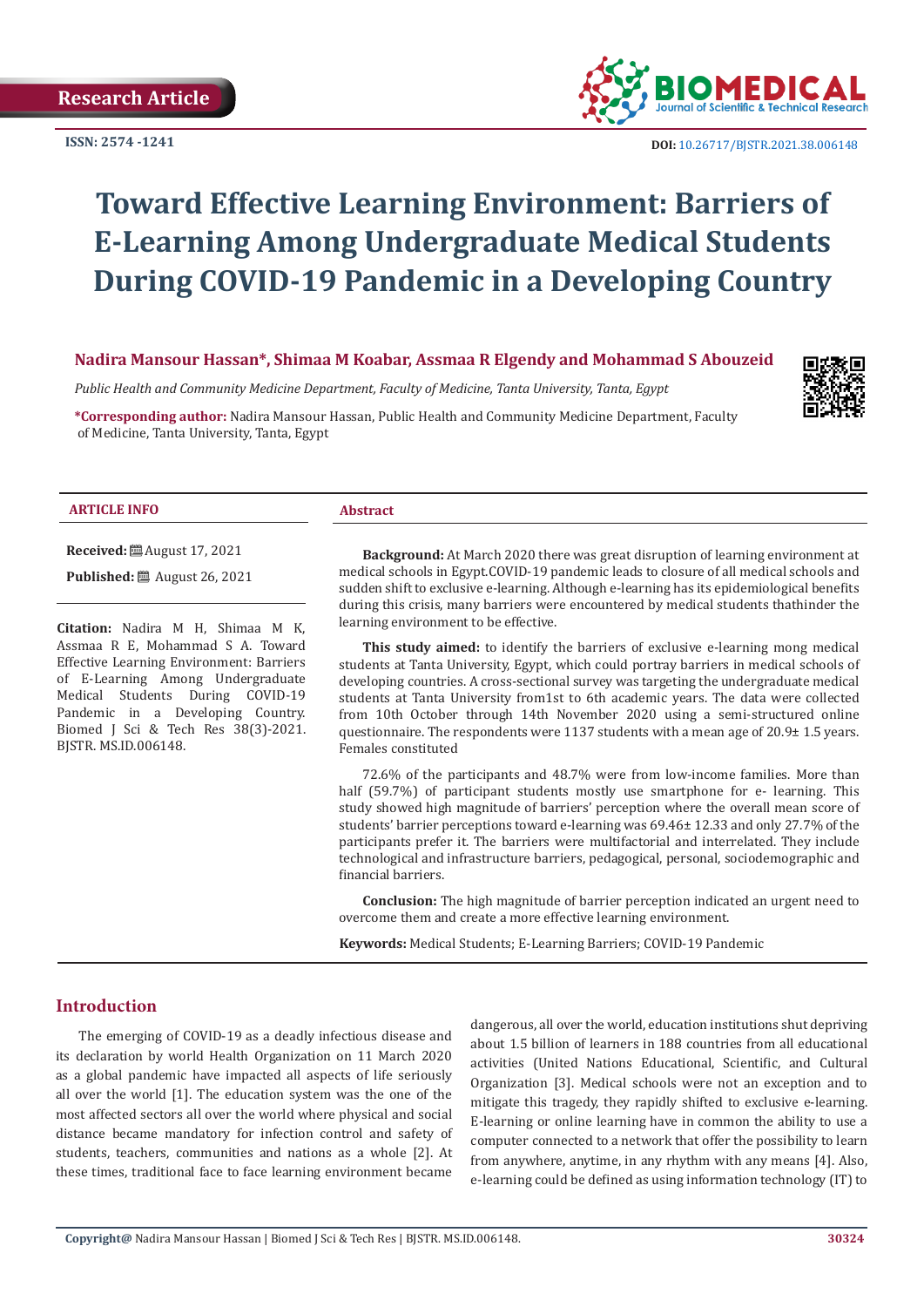Research Article

ISSN: 2574 -1241

DOI: 10.26717/BJSTR.2021.38.006148

# Toward Effective Learning Environment: Barriers of E-Learning Among Undergraduate Medical Students During COVID-19 Pandemic in a Developing Country

**Nadira Mansour Hassan*, Shimaa M Koabar, Assmaa R Elgendy and Mohammad S Abouzeid**

*Public Health and Community Medicine Department, Faculty of Medicine, Tanta University, Tanta, Egypt*

***Corresponding author:** Nadira Mansour Hassan, Public Health and Community Medicine Department, Faculty of Medicine, Tanta University, Tanta, Egypt

**ARTICLE INFO**

**Received:** August 17, 2021

**Published:** August 26, 2021

**Citation:** Nadira M H, Shimaa M K, Assmaa R E, Mohammad S A. Toward Effective Learning Environment: Barriers of E-Learning Among Undergraduate Medical Students During COVID-19 Pandemic in a Developing Country. Biomed J Sci & Tech Res 38(3)-2021. BJSTR. MS.ID.006148.

**Abstract**

**Background:** At March 2020 there was great disruption of learning environment at medical schools in Egypt.COVID-19 pandemic leads to closure of all medical schools and sudden shift to exclusive e-learning. Although e-learning has its epidemiological benefits during this crisis, many barriers were encountered by medical students thathinder the learning environment to be effective.

**This study aimed:** to identify the barriers of exclusive e-learning mong medical students at Tanta University, Egypt, which could portray barriers in medical schools of developing countries. A cross-sectional survey was targeting the undergraduate medical students at Tanta University from1st to 6th academic years. The data were collected from 10th October through 14th November 2020 using a semi-structured online questionnaire. The respondents were 1137 students with a mean age of 20.9± 1.5 years. Females constituted

72.6% of the participants and 48.7% were from low-income families. More than half (59.7%) of participant students mostly use smartphone for e- learning. This study showed high magnitude of barriers' perception where the overall mean score of students' barrier perceptions toward e-learning was 69.46± 12.33 and only 27.7% of the participants prefer it. The barriers were multifactorial and interrelated. They include technological and infrastructure barriers, pedagogical, personal, sociodemographic and financial barriers.

**Conclusion:** The high magnitude of barrier perception indicated an urgent need to overcome them and create a more effective learning environment.

**Keywords:** Medical Students; E-Learning Barriers; COVID-19 Pandemic

## Introduction

The emerging of COVID-19 as a deadly infectious disease and its declaration by world Health Organization on 11 March 2020 as a global pandemic have impacted all aspects of life seriously all over the world [1]. The education system was the one of the most affected sectors all over the world where physical and social distance became mandatory for infection control and safety of students, teachers, communities and nations as a whole [2]. At these times, traditional face to face learning environment became dangerous, all over the world, education institutions shut depriving about 1.5 billion of learners in 188 countries from all educational activities (United Nations Educational, Scientific, and Cultural Organization [3]. Medical schools were not an exception and to mitigate this tragedy, they rapidly shifted to exclusive e-learning. E-learning or online learning have in common the ability to use a computer connected to a network that offer the possibility to learn from anywhere, anytime, in any rhythm with any means [4]. Also, e-learning could be defined as using information technology (IT) to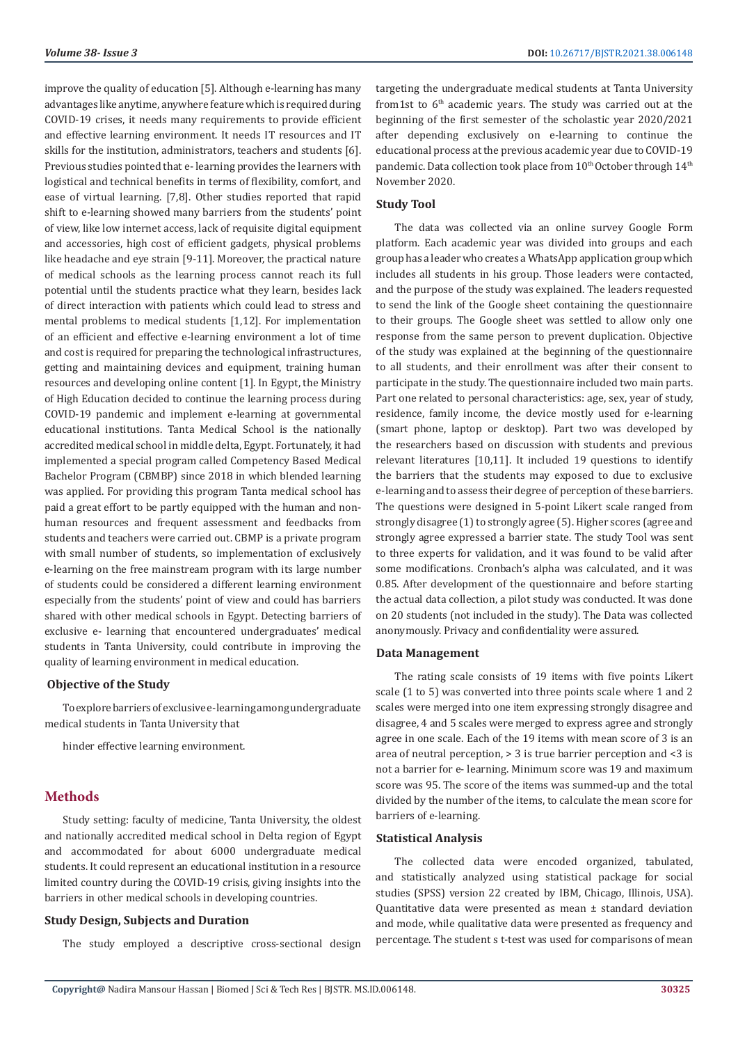improve the quality of education [5]. Although e-learning has many advantages like anytime, anywhere feature which is required during COVID-19 crises, it needs many requirements to provide efficient and effective learning environment. It needs IT resources and IT skills for the institution, administrators, teachers and students [6]. Previous studies pointed that e- learning provides the learners with logistical and technical benefits in terms of flexibility, comfort, and ease of virtual learning. [7,8]. Other studies reported that rapid shift to e-learning showed many barriers from the students' point of view, like low internet access, lack of requisite digital equipment and accessories, high cost of efficient gadgets, physical problems like headache and eye strain [9-11]. Moreover, the practical nature of medical schools as the learning process cannot reach its full potential until the students practice what they learn, besides lack of direct interaction with patients which could lead to stress and mental problems to medical students [1,12]. For implementation of an efficient and effective e-learning environment a lot of time and cost is required for preparing the technological infrastructures, getting and maintaining devices and equipment, training human resources and developing online content [1]. In Egypt, the Ministry of High Education decided to continue the learning process during COVID-19 pandemic and implement e-learning at governmental educational institutions. Tanta Medical School is the nationally accredited medical school in middle delta, Egypt. Fortunately, it had implemented a special program called Competency Based Medical Bachelor Program (CBMBP) since 2018 in which blended learning was applied. For providing this program Tanta medical school has paid a great effort to be partly equipped with the human and non-human resources and frequent assessment and feedbacks from students and teachers were carried out. CBMP is a private program with small number of students, so implementation of exclusively e-learning on the free mainstream program with its large number of students could be considered a different learning environment especially from the students' point of view and could has barriers shared with other medical schools in Egypt. Detecting barriers of exclusive e- learning that encountered undergraduates' medical students in Tanta University, could contribute in improving the quality of learning environment in medical education.

### Objective of the Study

To explore barriers of exclusive e-learning among undergraduate medical students in Tanta University that

hinder effective learning environment.

## Methods

Study setting: faculty of medicine, Tanta University, the oldest and nationally accredited medical school in Delta region of Egypt and accommodated for about 6000 undergraduate medical students. It could represent an educational institution in a resource limited country during the COVID-19 crisis, giving insights into the barriers in other medical schools in developing countries.

### Study Design, Subjects and Duration

The study employed a descriptive cross-sectional design targeting the undergraduate medical students at Tanta University from1st to 6th academic years. The study was carried out at the beginning of the first semester of the scholastic year 2020/2021 after depending exclusively on e-learning to continue the educational process at the previous academic year due to COVID-19 pandemic. Data collection took place from 10th October through 14th November 2020.

### Study Tool

The data was collected via an online survey Google Form platform. Each academic year was divided into groups and each group has a leader who creates a WhatsApp application group which includes all students in his group. Those leaders were contacted, and the purpose of the study was explained. The leaders requested to send the link of the Google sheet containing the questionnaire to their groups. The Google sheet was settled to allow only one response from the same person to prevent duplication. Objective of the study was explained at the beginning of the questionnaire to all students, and their enrollment was after their consent to participate in the study. The questionnaire included two main parts. Part one related to personal characteristics: age, sex, year of study, residence, family income, the device mostly used for e-learning (smart phone, laptop or desktop). Part two was developed by the researchers based on discussion with students and previous relevant literatures [10,11]. It included 19 questions to identify the barriers that the students may exposed to due to exclusive e-learning and to assess their degree of perception of these barriers. The questions were designed in 5-point Likert scale ranged from strongly disagree (1) to strongly agree (5). Higher scores (agree and strongly agree expressed a barrier state. The study Tool was sent to three experts for validation, and it was found to be valid after some modifications. Cronbach's alpha was calculated, and it was 0.85. After development of the questionnaire and before starting the actual data collection, a pilot study was conducted. It was done on 20 students (not included in the study). The Data was collected anonymously. Privacy and confidentiality were assured.

### Data Management

The rating scale consists of 19 items with five points Likert scale (1 to 5) was converted into three points scale where 1 and 2 scales were merged into one item expressing strongly disagree and disagree, 4 and 5 scales were merged to express agree and strongly agree in one scale. Each of the 19 items with mean score of 3 is an area of neutral perception, > 3 is true barrier perception and <3 is not a barrier for e- learning. Minimum score was 19 and maximum score was 95. The score of the items was summed-up and the total divided by the number of the items, to calculate the mean score for barriers of e-learning.

### Statistical Analysis

The collected data were encoded organized, tabulated, and statistically analyzed using statistical package for social studies (SPSS) version 22 created by IBM, Chicago, Illinois, USA). Quantitative data were presented as mean ± standard deviation and mode, while qualitative data were presented as frequency and percentage. The student s t-test was used for comparisons of mean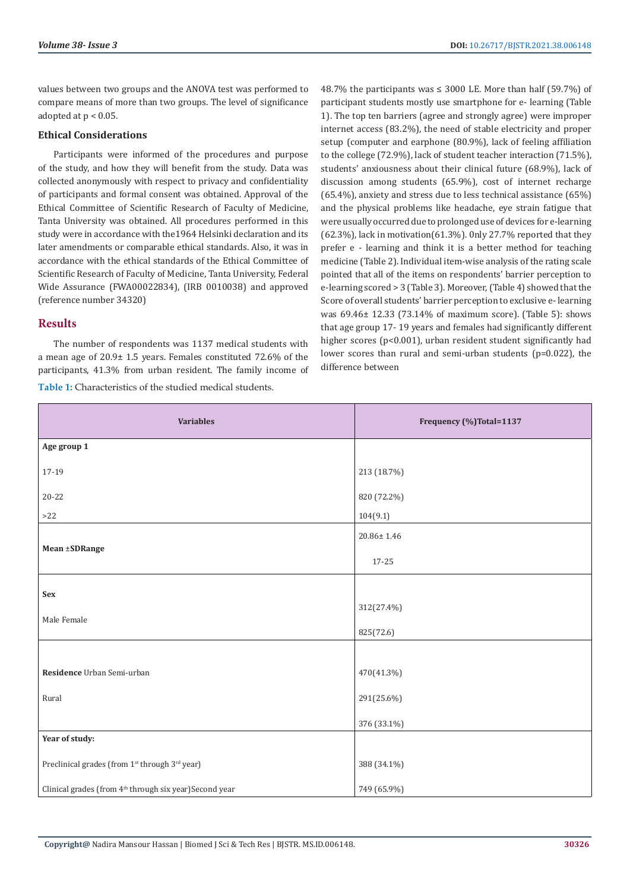values between two groups and the ANOVA test was performed to compare means of more than two groups. The level of significance adopted at $p < 0.05$.

### Ethical Considerations

Participants were informed of the procedures and purpose of the study, and how they will benefit from the study. Data was collected anonymously with respect to privacy and confidentiality of participants and formal consent was obtained. Approval of the Ethical Committee of Scientific Research of Faculty of Medicine, Tanta University was obtained. All procedures performed in this study were in accordance with the1964 Helsinki declaration and its later amendments or comparable ethical standards. Also, it was in accordance with the ethical standards of the Ethical Committee of Scientific Research of Faculty of Medicine, Tanta University, Federal Wide Assurance (FWA00022834), (IRB 0010038) and approved (reference number 34320)

## Results

The number of respondents was 1137 medical students with a mean age of 20.9± 1.5 years. Females constituted 72.6% of the participants, 41.3% from urban resident. The family income of 48.7% the participants was ≤ 3000 LE. More than half (59.7%) of participant students mostly use smartphone for e- learning (Table 1). The top ten barriers (agree and strongly agree) were improper internet access (83.2%), the need of stable electricity and proper setup (computer and earphone (80.9%), lack of feeling affiliation to the college (72.9%), lack of student teacher interaction (71.5%), students' anxiousness about their clinical future (68.9%), lack of discussion among students (65.9%), cost of internet recharge (65.4%), anxiety and stress due to less technical assistance (65%) and the physical problems like headache, eye strain fatigue that were usually occurred due to prolonged use of devices for e-learning (62.3%), lack in motivation(61.3%). Only 27.7% reported that they prefer e - learning and think it is a better method for teaching medicine (Table 2). Individual item-wise analysis of the rating scale pointed that all of the items on respondents' barrier perception to e-learning scored > 3 (Table 3). Moreover, (Table 4) showed that the Score of overall students' barrier perception to exclusive e- learning was 69.46± 12.33 (73.14% of maximum score). (Table 5): shows that age group 17- 19 years and females had significantly different higher scores (p<0.001), urban resident student significantly had lower scores than rural and semi-urban students (p=0.022), the difference between

**Table 1:** Characteristics of the studied medical students.

| Variables | Frequency (%)Total=1137 |
|---|---|
| **Age group 1** | |
| 17-19 | 213 (18.7%) |
| 20-22 | 820 (72.2%) |
| >22 | 104(9.1) |
| **Mean ±SDRange** | 20.86± 1.46 <br> 17-25 |
| **Sex** | |
| Male | 312(27.4%) |
| Female | 825(72.6) |
| **Residence** | |
| Urban | 470(41.3%) |
| Semi-urban | 291(25.6%) |
| Rural | 376 (33.1%) |
| **Year of study:** | |
| Preclinical grades (from 1st through 3rd year) | 388 (34.1%) |
| Clinical grades (from 4th through six year)Second year | 749 (65.9%) |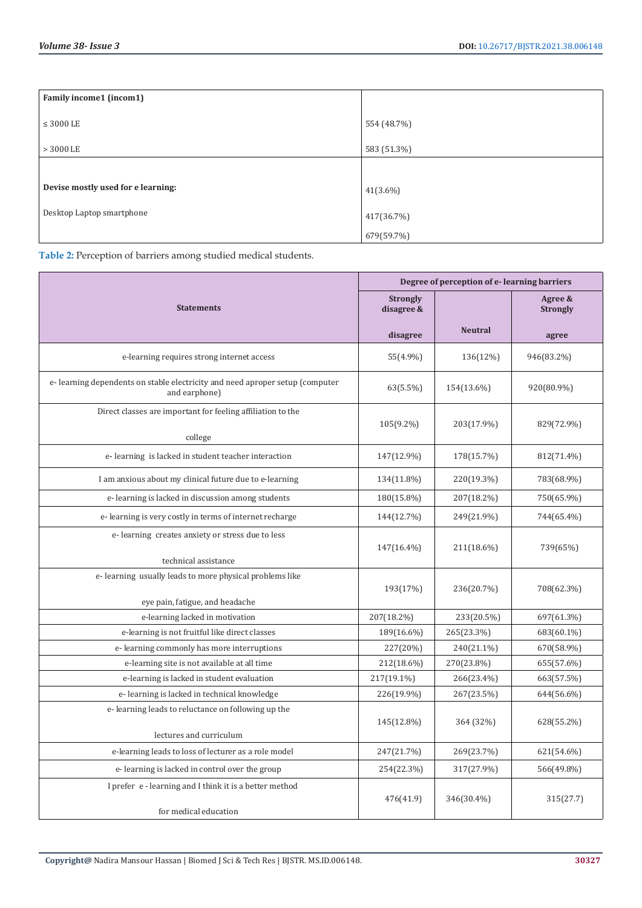| Family income1 (incom1) | |
|---|---|
| ≤ 3000 LE | 554 (48.7%) |
| > 3000 LE | 583 (51.3%) |
| **Devise mostly used for e learning:** | 41(3.6%) |
| Desktop Laptop smartphone | 417(36.7%) |
| | 679(59.7%) |

**Table 2:** Perception of barriers among studied medical students.

| Statements | Degree of perception of e- learning barriers | | |
|---|---|---|---|
| | Strongly disagree & disagree | Neutral | Agree & Strongly agree |
| e-learning requires strong internet access | 55(4.9%) | 136(12%) | 946(83.2%) |
| e- learning dependents on stable electricity and need aproper setup (computer and earphone) | 63(5.5%) | 154(13.6%) | 920(80.9%) |
| Direct classes are important for feeling affiliation to the college | 105(9.2%) | 203(17.9%) | 829(72.9%) |
| e- learning is lacked in student teacher interaction | 147(12.9%) | 178(15.7%) | 812(71.4%) |
| I am anxious about my clinical future due to e-learning | 134(11.8%) | 220(19.3%) | 783(68.9%) |
| e- learning is lacked in discussion among students | 180(15.8%) | 207(18.2%) | 750(65.9%) |
| e- learning is very costly in terms of internet recharge | 144(12.7%) | 249(21.9%) | 744(65.4%) |
| e- learning creates anxiety or stress due to less technical assistance | 147(16.4%) | 211(18.6%) | 739(65%) |
| e- learning usually leads to more physical problems like eye pain, fatigue, and headache | 193(17%) | 236(20.7%) | 708(62.3%) |
| e-learning lacked in motivation | 207(18.2%) | 233(20.5%) | 697(61.3%) |
| e-learning is not fruitful like direct classes | 189(16.6%) | 265(23.3%) | 683(60.1%) |
| e- learning commonly has more interruptions | 227(20%) | 240(21.1%) | 670(58.9%) |
| e-learning site is not available at all time | 212(18.6%) | 270(23.8%) | 655(57.6%) |
| e-learning is lacked in student evaluation | 217(19.1%) | 266(23.4%) | 663(57.5%) |
| e- learning is lacked in technical knowledge | 226(19.9%) | 267(23.5%) | 644(56.6%) |
| e- learning leads to reluctance on following up the lectures and curriculum | 145(12.8%) | 364 (32%) | 628(55.2%) |
| e-learning leads to loss of lecturer as a role model | 247(21.7%) | 269(23.7%) | 621(54.6%) |
| e- learning is lacked in control over the group | 254(22.3%) | 317(27.9%) | 566(49.8%) |
| I prefer e - learning and I think it is a better method for medical education | 476(41.9) | 346(30.4%) | 315(27.7) |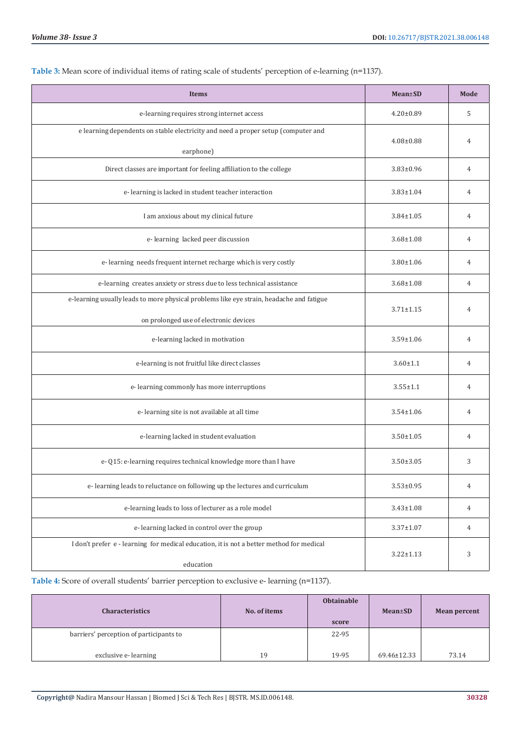**Table 3:** Mean score of individual items of rating scale of students' perception of e-learning (n=1137).

| Items | Mean±SD | Mode |
|---|---|---|
| e-learning requires strong internet access | 4.20±0.89 | 5 |
| e learning dependents on stable electricity and need a proper setup (computer and earphone) | 4.08±0.88 | 4 |
| Direct classes are important for feeling affiliation to the college | 3.83±0.96 | 4 |
| e- learning is lacked in student teacher interaction | 3.83±1.04 | 4 |
| I am anxious about my clinical future | 3.84±1.05 | 4 |
| e- learning lacked peer discussion | 3.68±1.08 | 4 |
| e- learning needs frequent internet recharge which is very costly | 3.80±1.06 | 4 |
| e-learning creates anxiety or stress due to less technical assistance | 3.68±1.08 | 4 |
| e-learning usually leads to more physical problems like eye strain, headache and fatigue on prolonged use of electronic devices | 3.71±1.15 | 4 |
| e-learning lacked in motivation | 3.59±1.06 | 4 |
| e-learning is not fruitful like direct classes | 3.60±1.1 | 4 |
| e- learning commonly has more interruptions | 3.55±1.1 | 4 |
| e- learning site is not available at all time | 3.54±1.06 | 4 |
| e-learning lacked in student evaluation | 3.50±1.05 | 4 |
| e- Q15: e-learning requires technical knowledge more than I have | 3.50±3.05 | 3 |
| e- learning leads to reluctance on following up the lectures and curriculum | 3.53±0.95 | 4 |
| e-learning leads to loss of lecturer as a role model | 3.43±1.08 | 4 |
| e- learning lacked in control over the group | 3.37±1.07 | 4 |
| I don't prefer e - learning for medical education, it is not a better method for medical education | 3.22±1.13 | 3 |

**Table 4:** Score of overall students' barrier perception to exclusive e- learning (n=1137).

| Characteristics | No. of items | Obtainable score | Mean±SD | Mean percent |
|---|---|---|---|---|
| barriers' perception of participants to exclusive e- learning | 19 | 22-95 19-95 | 69.46±12.33 | 73.14 |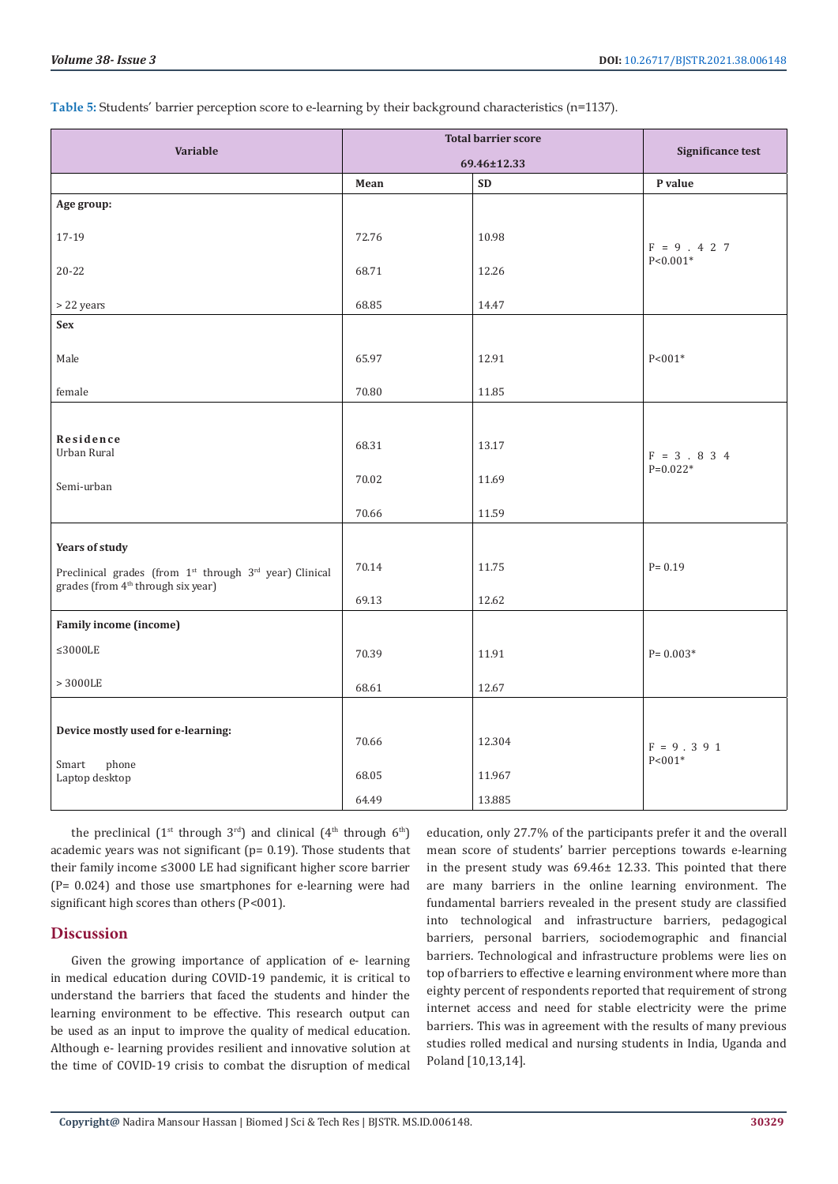**Table 5:** Students' barrier perception score to e-learning by their background characteristics (n=1137).

| Variable | Total barrier score 69.46±12.33 | | Significance test |
|---|---|---|---|
| | Mean | SD | P value |
| **Age group:** | | | |
| 17-19 | 72.76 | 10.98 | F = 9.427 P<0.001* |
| 20-22 | 68.71 | 12.26 | |
| > 22 years | 68.85 | 14.47 | |
| **Sex** | | | |
| Male | 65.97 | 12.91 | P<001* |
| female | 70.80 | 11.85 | |
| **Residence** | | | |
| Urban | 68.31 | 13.17 | F = 3.834 P=0.022* |
| Rural | 70.02 | 11.69 | |
| Semi-urban | 70.66 | 11.59 | |
| **Years of study** | | | |
| Preclinical grades (from 1st through 3rd year) | 70.14 | 11.75 | P= 0.19 |
| Clinical grades (from 4th through six year) | 69.13 | 12.62 | |
| **Family income (income)** | | | |
| ≤3000LE | 70.39 | 11.91 | P= 0.003* |
| > 3000LE | 68.61 | 12.67 | |
| **Device mostly used for e-learning:** | | | |
| Smart phone | 70.66 | 12.304 | F = 9.391 P<001* |
| Laptop | 68.05 | 11.967 | |
| desktop | 64.49 | 13.885 | |

the preclinical (1st through 3rd) and clinical (4th through 6th) academic years was not significant (p= 0.19). Those students that their family income ≤3000 LE had significant higher score barrier (P= 0.024) and those use smartphones for e-learning were had significant high scores than others (P<001).

## Discussion

Given the growing importance of application of e- learning in medical education during COVID-19 pandemic, it is critical to understand the barriers that faced the students and hinder the learning environment to be effective. This research output can be used as an input to improve the quality of medical education. Although e- learning provides resilient and innovative solution at the time of COVID-19 crisis to combat the disruption of medical education, only 27.7% of the participants prefer it and the overall mean score of students' barrier perceptions towards e-learning in the present study was 69.46± 12.33. This pointed that there are many barriers in the online learning environment. The fundamental barriers revealed in the present study are classified into technological and infrastructure barriers, pedagogical barriers, personal barriers, sociodemographic and financial barriers. Technological and infrastructure problems were lies on top of barriers to effective e learning environment where more than eighty percent of respondents reported that requirement of strong internet access and need for stable electricity were the prime barriers. This was in agreement with the results of many previous studies rolled medical and nursing students in India, Uganda and Poland [10,13,14].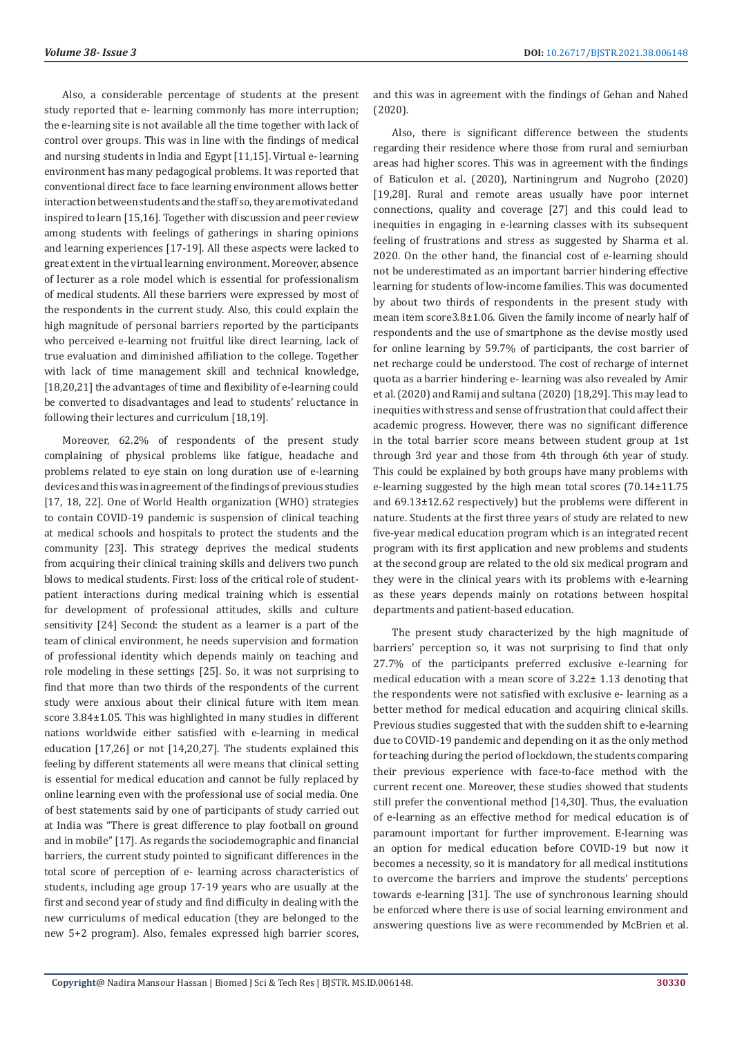Also, a considerable percentage of students at the present study reported that e- learning commonly has more interruption; the e-learning site is not available all the time together with lack of control over groups. This was in line with the findings of medical and nursing students in India and Egypt [11,15]. Virtual e- learning environment has many pedagogical problems. It was reported that conventional direct face to face learning environment allows better interaction between students and the staff so, they are motivated and inspired to learn [15,16]. Together with discussion and peer review among students with feelings of gatherings in sharing opinions and learning experiences [17-19]. All these aspects were lacked to great extent in the virtual learning environment. Moreover, absence of lecturer as a role model which is essential for professionalism of medical students. All these barriers were expressed by most of the respondents in the current study. Also, this could explain the high magnitude of personal barriers reported by the participants who perceived e-learning not fruitful like direct learning, lack of true evaluation and diminished affiliation to the college. Together with lack of time management skill and technical knowledge, [18,20,21] the advantages of time and flexibility of e-learning could be converted to disadvantages and lead to students' reluctance in following their lectures and curriculum [18,19].

Moreover, 62.2% of respondents of the present study complaining of physical problems like fatigue, headache and problems related to eye stain on long duration use of e-learning devices and this was in agreement of the findings of previous studies [17, 18, 22]. One of World Health organization (WHO) strategies to contain COVID-19 pandemic is suspension of clinical teaching at medical schools and hospitals to protect the students and the community [23]. This strategy deprives the medical students from acquiring their clinical training skills and delivers two punch blows to medical students. First: loss of the critical role of student-patient interactions during medical training which is essential for development of professional attitudes, skills and culture sensitivity [24] Second: the student as a learner is a part of the team of clinical environment, he needs supervision and formation of professional identity which depends mainly on teaching and role modeling in these settings [25]. So, it was not surprising to find that more than two thirds of the respondents of the current study were anxious about their clinical future with item mean score 3.84±1.05. This was highlighted in many studies in different nations worldwide either satisfied with e-learning in medical education [17,26] or not [14,20,27]. The students explained this feeling by different statements all were means that clinical setting is essential for medical education and cannot be fully replaced by online learning even with the professional use of social media. One of best statements said by one of participants of study carried out at India was "There is great difference to play football on ground and in mobile" [17]. As regards the sociodemographic and financial barriers, the current study pointed to significant differences in the total score of perception of e- learning across characteristics of students, including age group 17-19 years who are usually at the first and second year of study and find difficulty in dealing with the new curriculums of medical education (they are belonged to the new 5+2 program). Also, females expressed high barrier scores, and this was in agreement with the findings of Gehan and Nahed (2020).

Also, there is significant difference between the students regarding their residence where those from rural and semiurban areas had higher scores. This was in agreement with the findings of Baticulon et al. (2020), Nartiningrum and Nugroho (2020) [19,28]. Rural and remote areas usually have poor internet connections, quality and coverage [27] and this could lead to inequities in engaging in e-learning classes with its subsequent feeling of frustrations and stress as suggested by Sharma et al. 2020. On the other hand, the financial cost of e-learning should not be underestimated as an important barrier hindering effective learning for students of low-income families. This was documented by about two thirds of respondents in the present study with mean item score3.8±1.06. Given the family income of nearly half of respondents and the use of smartphone as the devise mostly used for online learning by 59.7% of participants, the cost barrier of net recharge could be understood. The cost of recharge of internet quota as a barrier hindering e- learning was also revealed by Amir et al. (2020) and Ramij and sultana (2020) [18,29]. This may lead to inequities with stress and sense of frustration that could affect their academic progress. However, there was no significant difference in the total barrier score means between student group at 1st through 3rd year and those from 4th through 6th year of study. This could be explained by both groups have many problems with e-learning suggested by the high mean total scores (70.14±11.75 and 69.13±12.62 respectively) but the problems were different in nature. Students at the first three years of study are related to new five-year medical education program which is an integrated recent program with its first application and new problems and students at the second group are related to the old six medical program and they were in the clinical years with its problems with e-learning as these years depends mainly on rotations between hospital departments and patient-based education.

The present study characterized by the high magnitude of barriers' perception so, it was not surprising to find that only 27.7% of the participants preferred exclusive e-learning for medical education with a mean score of 3.22± 1.13 denoting that the respondents were not satisfied with exclusive e- learning as a better method for medical education and acquiring clinical skills. Previous studies suggested that with the sudden shift to e-learning due to COVID-19 pandemic and depending on it as the only method for teaching during the period of lockdown, the students comparing their previous experience with face-to-face method with the current recent one. Moreover, these studies showed that students still prefer the conventional method [14,30]. Thus, the evaluation of e-learning as an effective method for medical education is of paramount important for further improvement. E-learning was an option for medical education before COVID-19 but now it becomes a necessity, so it is mandatory for all medical institutions to overcome the barriers and improve the students' perceptions towards e-learning [31]. The use of synchronous learning should be enforced where there is use of social learning environment and answering questions live as were recommended by McBrien et al.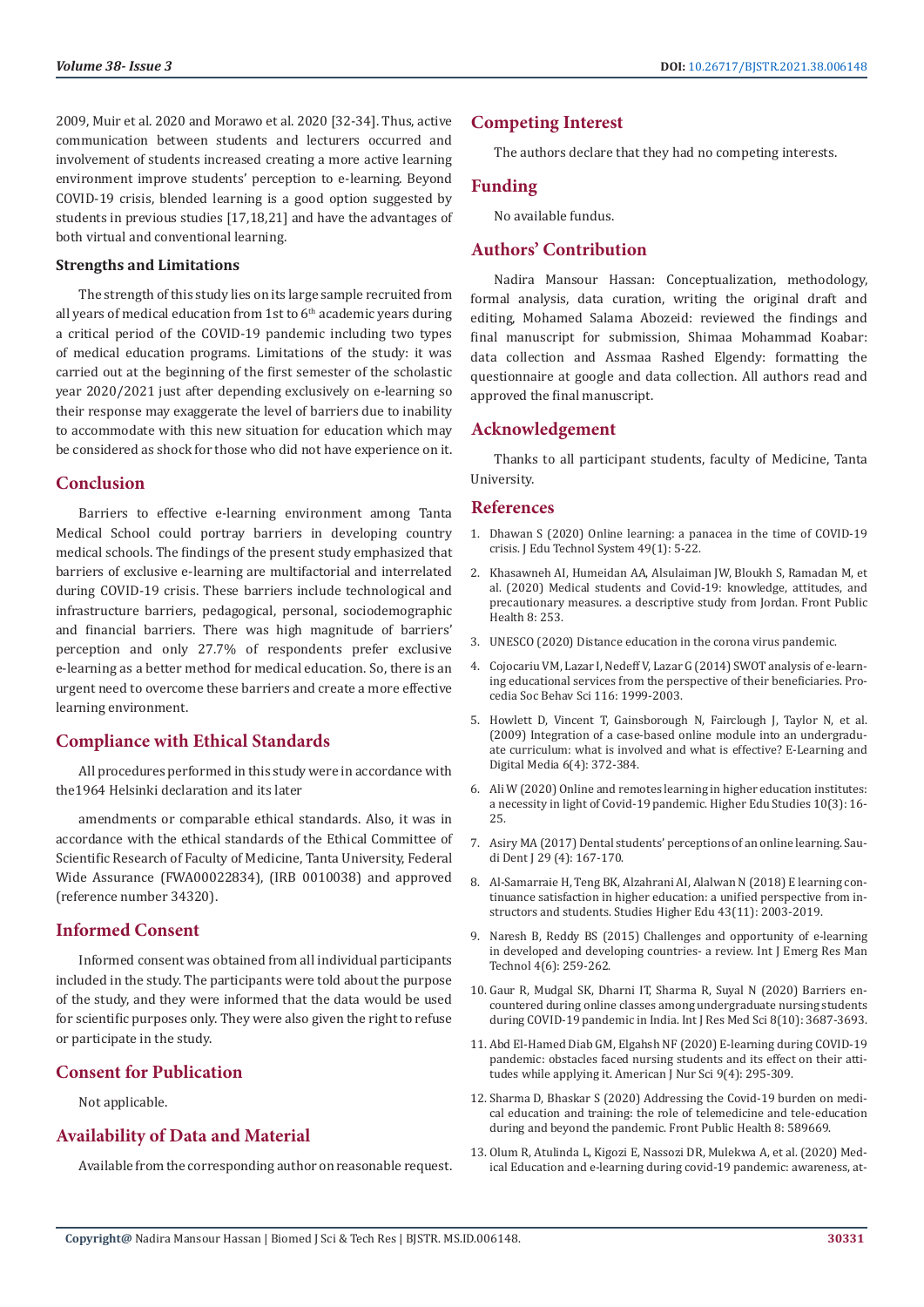2009, Muir et al. 2020 and Morawo et al. 2020 [32-34]. Thus, active communication between students and lecturers occurred and involvement of students increased creating a more active learning environment improve students' perception to e-learning. Beyond COVID-19 crisis, blended learning is a good option suggested by students in previous studies [17,18,21] and have the advantages of both virtual and conventional learning.

### Strengths and Limitations

The strength of this study lies on its large sample recruited from all years of medical education from 1st to 6th academic years during a critical period of the COVID-19 pandemic including two types of medical education programs. Limitations of the study: it was carried out at the beginning of the first semester of the scholastic year 2020/2021 just after depending exclusively on e-learning so their response may exaggerate the level of barriers due to inability to accommodate with this new situation for education which may be considered as shock for those who did not have experience on it.

## Conclusion

Barriers to effective e-learning environment among Tanta Medical School could portray barriers in developing country medical schools. The findings of the present study emphasized that barriers of exclusive e-learning are multifactorial and interrelated during COVID-19 crisis. These barriers include technological and infrastructure barriers, pedagogical, personal, sociodemographic and financial barriers. There was high magnitude of barriers' perception and only 27.7% of respondents prefer exclusive e-learning as a better method for medical education. So, there is an urgent need to overcome these barriers and create a more effective learning environment.

## Compliance with Ethical Standards

All procedures performed in this study were in accordance with the1964 Helsinki declaration and its later

amendments or comparable ethical standards. Also, it was in accordance with the ethical standards of the Ethical Committee of Scientific Research of Faculty of Medicine, Tanta University, Federal Wide Assurance (FWA00022834), (IRB 0010038) and approved (reference number 34320).

## Informed Consent

Informed consent was obtained from all individual participants included in the study. The participants were told about the purpose of the study, and they were informed that the data would be used for scientific purposes only. They were also given the right to refuse or participate in the study.

## Consent for Publication

Not applicable.

## Availability of Data and Material

Available from the corresponding author on reasonable request.

## Competing Interest

The authors declare that they had no competing interests.

## Funding

No available fundus.

## Authors' Contribution

Nadira Mansour Hassan: Conceptualization, methodology, formal analysis, data curation, writing the original draft and editing, Mohamed Salama Abozeid: reviewed the findings and final manuscript for submission, Shimaa Mohammad Koabar: data collection and Assmaa Rashed Elgendy: formatting the questionnaire at google and data collection. All authors read and approved the final manuscript.

## Acknowledgement

Thanks to all participant students, faculty of Medicine, Tanta University.

## References

1. Dhawan S (2020) Online learning: a panacea in the time of COVID-19 crisis. J Edu Technol System 49(1): 5-22.
2. Khasawneh AI, Humeidan AA, Alsulaiman JW, Bloukh S, Ramadan M, et al. (2020) Medical students and Covid-19: knowledge, attitudes, and precautionary measures. a descriptive study from Jordan. Front Public Health 8: 253.
3. UNESCO (2020) Distance education in the corona virus pandemic.
4. Cojocariu VM, Lazar I, Nedeff V, Lazar G (2014) SWOT analysis of e-learning educational services from the perspective of their beneficiaries. Procedia Soc Behav Sci 116: 1999-2003.
5. Howlett D, Vincent T, Gainsborough N, Fairclough J, Taylor N, et al. (2009) Integration of a case-based online module into an undergraduate curriculum: what is involved and what is effective? E-Learning and Digital Media 6(4): 372-384.
6. Ali W (2020) Online and remotes learning in higher education institutes: a necessity in light of Covid-19 pandemic. Higher Edu Studies 10(3): 16-25.
7. Asiry MA (2017) Dental students' perceptions of an online learning. Saudi Dent J 29 (4): 167-170.
8. Al-Samarraie H, Teng BK, Alzahrani AI, Alalwan N (2018) E learning continuance satisfaction in higher education: a unified perspective from instructors and students. Studies Higher Edu 43(11): 2003-2019.
9. Naresh B, Reddy BS (2015) Challenges and opportunity of e-learning in developed and developing countries- a review. Int J Emerg Res Man Technol 4(6): 259-262.
10. Gaur R, Mudgal SK, Dharni IT, Sharma R, Suyal N (2020) Barriers encountered during online classes among undergraduate nursing students during COVID-19 pandemic in India. Int J Res Med Sci 8(10): 3687-3693.
11. Abd El-Hamed Diab GM, Elgahsh NF (2020) E-learning during COVID-19 pandemic: obstacles faced nursing students and its effect on their attitudes while applying it. American J Nur Sci 9(4): 295-309.
12. Sharma D, Bhaskar S (2020) Addressing the Covid-19 burden on medical education and training: the role of telemedicine and tele-education during and beyond the pandemic. Front Public Health 8: 589669.
13. Olum R, Atulinda L, Kigozi E, Nassozi DR, Mulekwa A, et al. (2020) Medical Education and e-learning during covid-19 pandemic: awareness, at-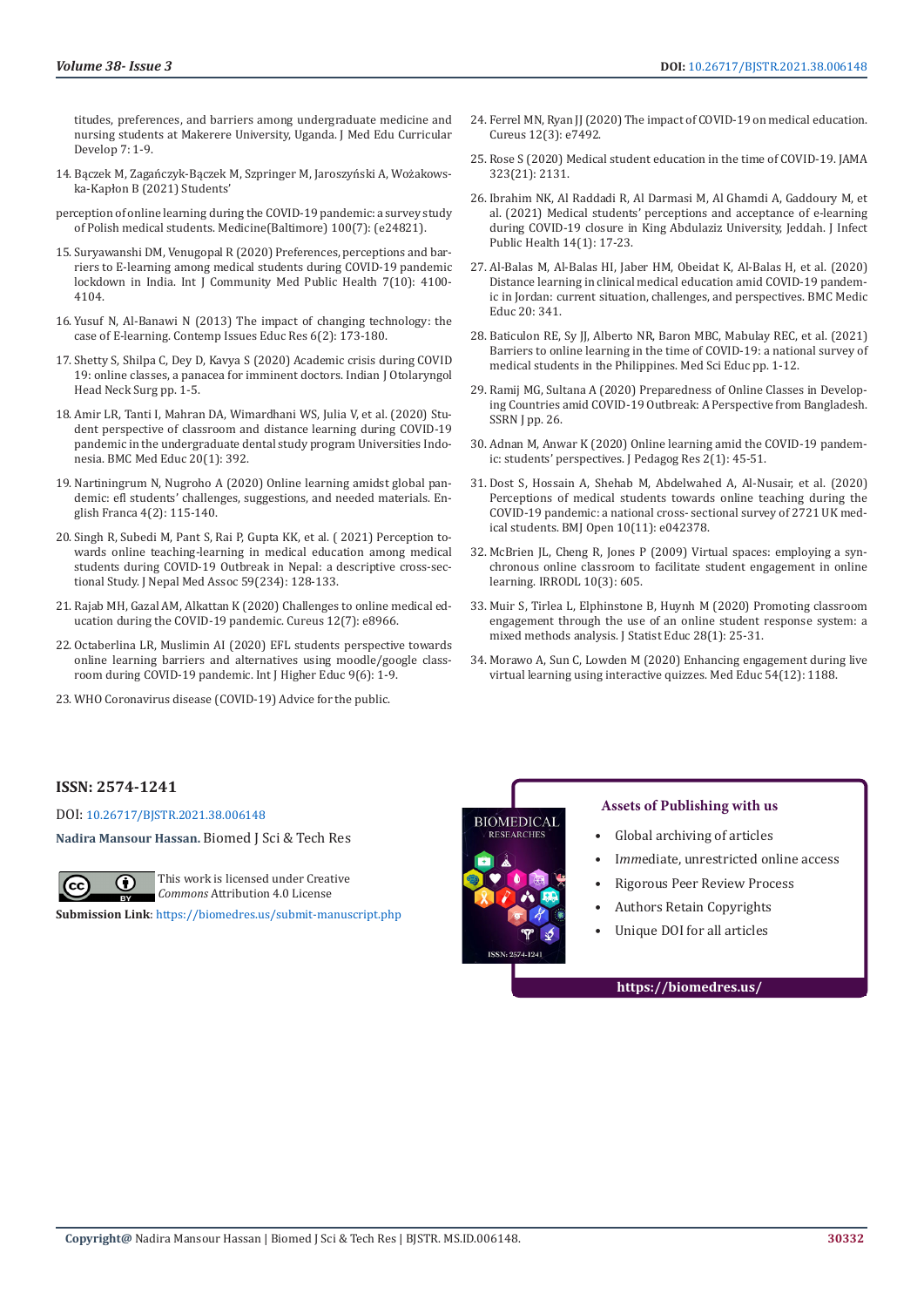titudes, preferences, and barriers among undergraduate medicine and nursing students at Makerere University, Uganda. J Med Edu Curricular Develop 7: 1-9.

14. Bączek M, Zagańczyk-Bączek M, Szpringer M, Jaroszyński A, Wożakowska-Kapłon B (2021) Students'

perception of online learning during the COVID-19 pandemic: a survey study of Polish medical students. Medicine(Baltimore) 100(7): (e24821).

15. Suryawanshi DM, Venugopal R (2020) Preferences, perceptions and barriers to E-learning among medical students during COVID-19 pandemic lockdown in India. Int J Community Med Public Health 7(10): 4100-4104.
16. Yusuf N, Al-Banawi N (2013) The impact of changing technology: the case of E-learning. Contemp Issues Educ Res 6(2): 173-180.
17. Shetty S, Shilpa C, Dey D, Kavya S (2020) Academic crisis during COVID 19: online classes, a panacea for imminent doctors. Indian J Otolaryngol Head Neck Surg pp. 1-5.
18. Amir LR, Tanti I, Mahran DA, Wimardhani WS, Julia V, et al. (2020) Student perspective of classroom and distance learning during COVID-19 pandemic in the undergraduate dental study program Universities Indonesia. BMC Med Educ 20(1): 392.
19. Nartiningrum N, Nugroho A (2020) Online learning amidst global pandemic: efl students' challenges, suggestions, and needed materials. English Franca 4(2): 115-140.
20. Singh R, Subedi M, Pant S, Rai P, Gupta KK, et al. ( 2021) Perception towards online teaching-learning in medical education among medical students during COVID-19 Outbreak in Nepal: a descriptive cross-sectional Study. J Nepal Med Assoc 59(234): 128-133.
21. Rajab MH, Gazal AM, Alkattan K (2020) Challenges to online medical education during the COVID-19 pandemic. Cureus 12(7): e8966.
22. Octaberlina LR, Muslimin AI (2020) EFL students perspective towards online learning barriers and alternatives using moodle/google classroom during COVID-19 pandemic. Int J Higher Educ 9(6): 1-9.
23. WHO Coronavirus disease (COVID-19) Advice for the public.
24. Ferrel MN, Ryan JJ (2020) The impact of COVID-19 on medical education. Cureus 12(3): e7492.
25. Rose S (2020) Medical student education in the time of COVID-19. JAMA 323(21): 2131.
26. Ibrahim NK, Al Raddadi R, Al Darmasi M, Al Ghamdi A, Gaddoury M, et al. (2021) Medical students' perceptions and acceptance of e-learning during COVID-19 closure in King Abdulaziz University, Jeddah. J Infect Public Health 14(1): 17-23.
27. Al-Balas M, Al-Balas HI, Jaber HM, Obeidat K, Al-Balas H, et al. (2020) Distance learning in clinical medical education amid COVID-19 pandemic in Jordan: current situation, challenges, and perspectives. BMC Medic Educ 20: 341.
28. Baticulon RE, Sy JJ, Alberto NR, Baron MBC, Mabulay REC, et al. (2021) Barriers to online learning in the time of COVID-19: a national survey of medical students in the Philippines. Med Sci Educ pp. 1-12.
29. Ramij MG, Sultana A (2020) Preparedness of Online Classes in Developing Countries amid COVID-19 Outbreak: A Perspective from Bangladesh. SSRN J pp. 26.
30. Adnan M, Anwar K (2020) Online learning amid the COVID-19 pandemic: students' perspectives. J Pedagog Res 2(1): 45-51.
31. Dost S, Hossain A, Shehab M, Abdelwahed A, Al-Nusair, et al. (2020) Perceptions of medical students towards online teaching during the COVID-19 pandemic: a national cross- sectional survey of 2721 UK medical students. BMJ Open 10(11): e042378.
32. McBrien JL, Cheng R, Jones P (2009) Virtual spaces: employing a synchronous online classroom to facilitate student engagement in online learning. IRRODL 10(3): 605.
33. Muir S, Tirlea L, Elphinstone B, Huynh M (2020) Promoting classroom engagement through the use of an online student response system: a mixed methods analysis. J Statist Educ 28(1): 25-31.
34. Morawo A, Sun C, Lowden M (2020) Enhancing engagement during live virtual learning using interactive quizzes. Med Educ 54(12): 1188.

**ISSN: 2574-1241**

DOI: 10.26717/BJSTR.2021.38.006148

**Nadira Mansour Hassan.** Biomed J Sci & Tech Res

This work is licensed under Creative *Commons* Attribution 4.0 License

**Submission Link**: https://biomedres.us/submit-manuscript.php

**Assets of Publishing with us**

- Global archiving of articles
- Immediate, unrestricted online access
- Rigorous Peer Review Process
- Authors Retain Copyrights
- Unique DOI for all articles

**https://biomedres.us/**